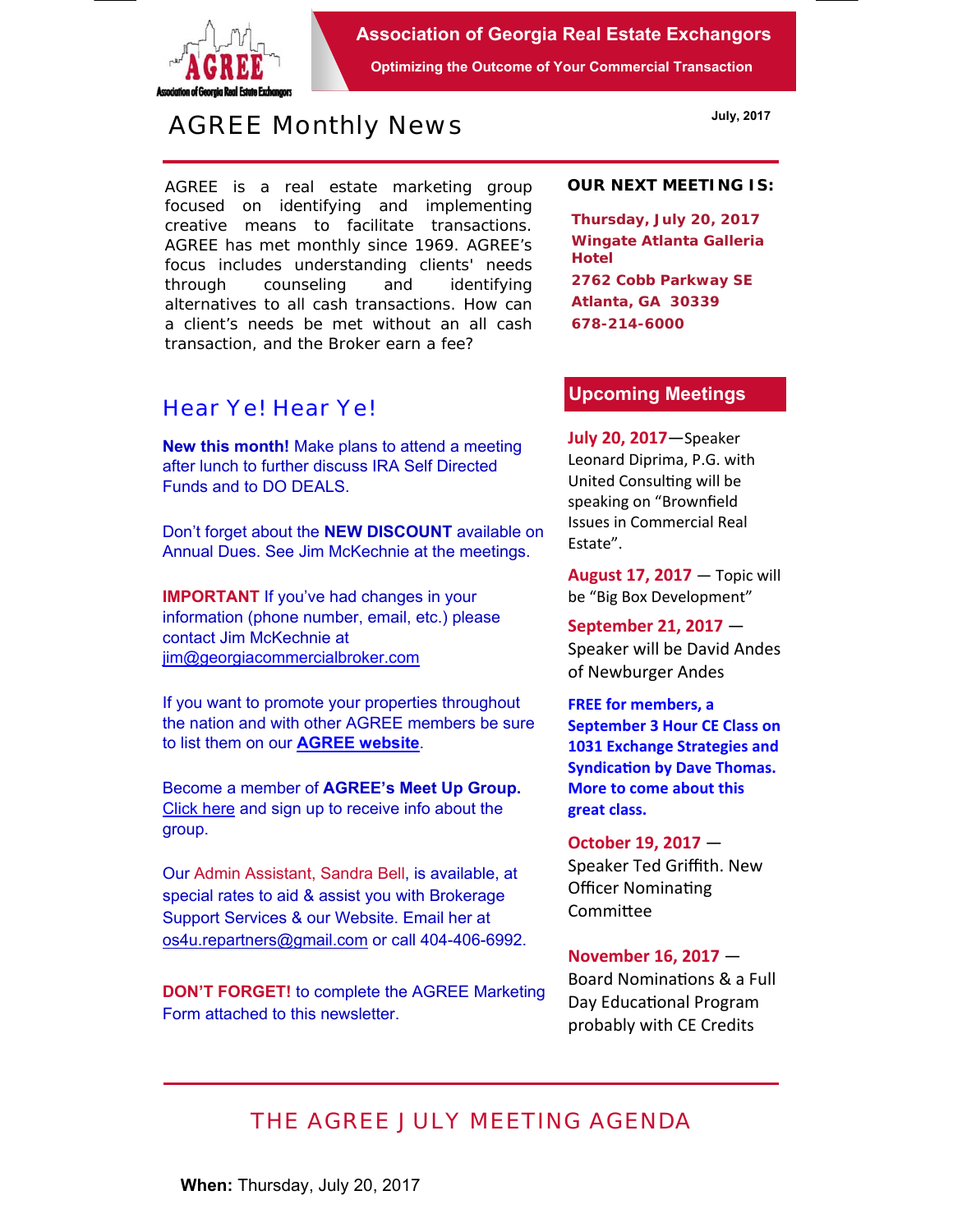Association of Georgia Real Estate Exchangors

Optimizing the Outcome of Your Commercial Transaction

# AGREE Monthly News

July, 2017

AGREE is a real estate marketing group focused on identifying and implementing creative means to facilitate transactions. AGREE has met monthly since 1969. AGREE's focus includes understanding clients' needs through counseling and identifying alternatives to all cash transactions. How can a client's needs be met without an all cash transaction, and the Broker earn a fee?

## Hear Ye! Hear Ye!

**New this month!** Make plans to attend a meeting after lunch to further discuss IRA Self Directed Funds and to DO DEALS.

Don't forget about the **NEW DISCOUNT** available on Annual Dues. See Jim McKechnie at the meetings.

**IMPORTANT** If you've had changes in your information (phone number, email, etc.) please contact Jim McKechnie at jim@georgiacommercialbroker.com

If you want to promote your properties throughout the nation and with other AGREE members be sure to list them on our **AGREE website**.

Become a member of **AGREE's Meet Up Group.** Click here and sign up to receive info about the group.

Our Admin Assistant, Sandra Bell, is available, at special rates to aid & assist you with Brokerage Support Services & our Website. Email her at os4u.repartners@gmail.com or call 404-406-6992.

**DON'T FORGET!** to complete the AGREE Marketing Form attached to this newsletter.

## OUR NEXT MEETING IS:

**Thursday, July 20, 2017**
**Wingate Atlanta Galleria Hotel**
**2762 Cobb Parkway SE**
**Atlanta, GA 30339**
**678-214-6000**

## Upcoming Meetings

**July 20, 2017**—Speaker Leonard Diprima, P.G. with United Consulting will be speaking on "Brownfield Issues in Commercial Real Estate".

**August 17, 2017** — Topic will be "Big Box Development"

**September 21, 2017** — Speaker will be David Andes of Newburger Andes

**FREE for members, a September 3 Hour CE Class on 1031 Exchange Strategies and Syndication by Dave Thomas. More to come about this great class.**

**October 19, 2017** — Speaker Ted Griffith. New Officer Nominating Committee

**November 16, 2017** — Board Nominations & a Full Day Educational Program probably with CE Credits

## THE AGREE JULY MEETING AGENDA

**When:** Thursday, July 20, 2017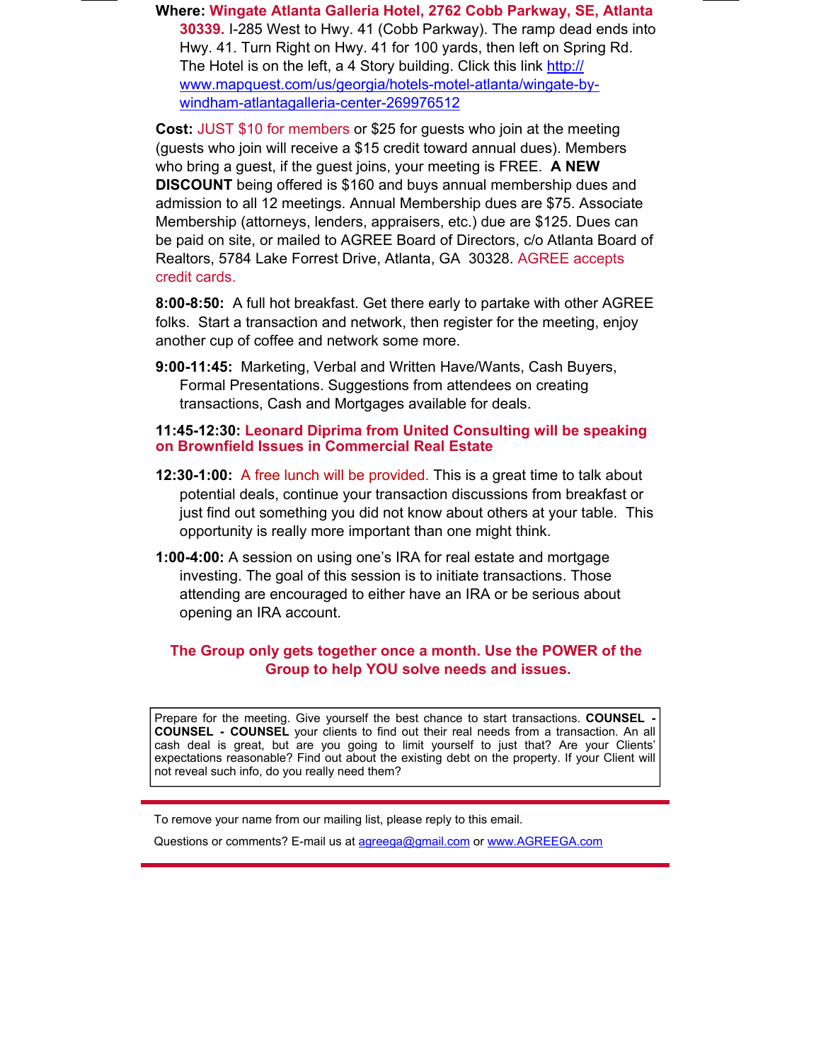**Where:** **Wingate Atlanta Galleria Hotel, 2762 Cobb Parkway, SE, Atlanta 30339.** I-285 West to Hwy. 41 (Cobb Parkway). The ramp dead ends into Hwy. 41. Turn Right on Hwy. 41 for 100 yards, then left on Spring Rd. The Hotel is on the left, a 4 Story building. Click this link http://www.mapquest.com/us/georgia/hotels-motel-atlanta/wingate-by-windham-atlantagalleria-center-269976512

**Cost:** JUST $10 for members or $25 for guests who join at the meeting (guests who join will receive a $15 credit toward annual dues). Members who bring a guest, if the guest joins, your meeting is FREE. **A NEW DISCOUNT** being offered is $160 and buys annual membership dues and admission to all 12 meetings. Annual Membership dues are $75. Associate Membership (attorneys, lenders, appraisers, etc.) due are $125. Dues can be paid on site, or mailed to AGREE Board of Directors, c/o Atlanta Board of Realtors, 5784 Lake Forrest Drive, Atlanta, GA 30328. AGREE accepts credit cards.

**8:00-8:50:** A full hot breakfast. Get there early to partake with other AGREE folks. Start a transaction and network, then register for the meeting, enjoy another cup of coffee and network some more.

**9:00-11:45:** Marketing, Verbal and Written Have/Wants, Cash Buyers, Formal Presentations. Suggestions from attendees on creating transactions, Cash and Mortgages available for deals.

**11:45-12:30:** **Leonard Diprima from United Consulting will be speaking on Brownfield Issues in Commercial Real Estate**

**12:30-1:00:** A free lunch will be provided. This is a great time to talk about potential deals, continue your transaction discussions from breakfast or just find out something you did not know about others at your table. This opportunity is really more important than one might think.

**1:00-4:00:** A session on using one's IRA for real estate and mortgage investing. The goal of this session is to initiate transactions. Those attending are encouraged to either have an IRA or be serious about opening an IRA account.

**The Group only gets together once a month. Use the POWER of the Group to help YOU solve needs and issues.**

Prepare for the meeting. Give yourself the best chance to start transactions. **COUNSEL - COUNSEL - COUNSEL** your clients to find out their real needs from a transaction. An all cash deal is great, but are you going to limit yourself to just that? Are your Clients' expectations reasonable? Find out about the existing debt on the property. If your Client will not reveal such info, do you really need them?

---

To remove your name from our mailing list, please reply to this email.

Questions or comments? E-mail us at agreega@gmail.com or www.AGREEGA.com

---